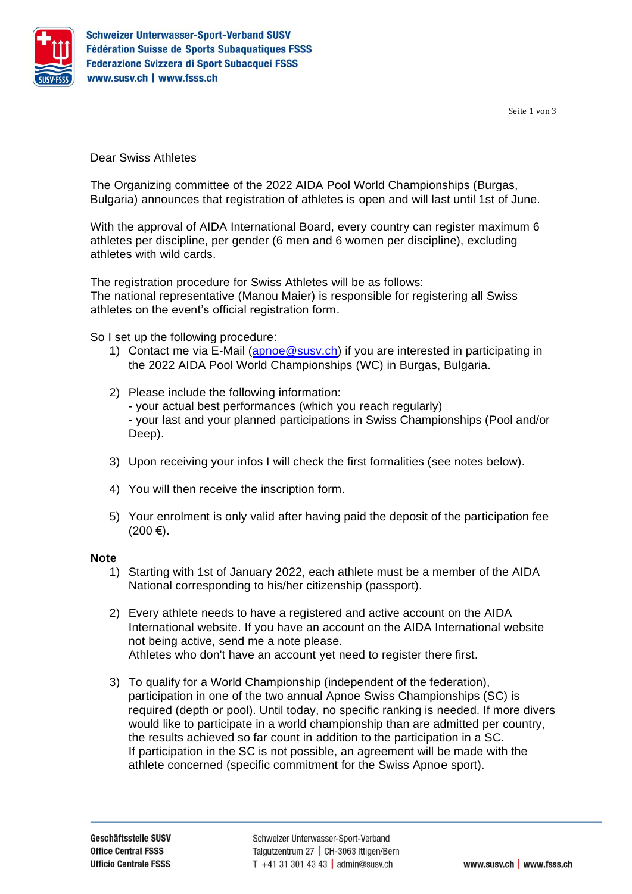Schweizer Unterwasser-Sport-Verband SUSV
Fédération Suisse de Sports Subaquatiques FSSS
Federazione Svizzera di Sport Subacquei FSSS
www.susv.ch | www.fsss.ch

Dear Swiss Athletes

The Organizing committee of the 2022 AIDA Pool World Championships (Burgas, Bulgaria) announces that registration of athletes is open and will last until 1st of June.

With the approval of AIDA International Board, every country can register maximum 6 athletes per discipline, per gender (6 men and 6 women per discipline), excluding athletes with wild cards.

The registration procedure for Swiss Athletes will be as follows:
The national representative (Manou Maier) is responsible for registering all Swiss athletes on the event's official registration form.

So I set up the following procedure:

1) Contact me via E-Mail (apnoe@susv.ch) if you are interested in participating in the 2022 AIDA Pool World Championships (WC) in Burgas, Bulgaria.

2) Please include the following information:
   - your actual best performances (which you reach regularly)
   - your last and your planned participations in Swiss Championships (Pool and/or Deep).

3) Upon receiving your infos I will check the first formalities (see notes below).

4) You will then receive the inscription form.

5) Your enrolment is only valid after having paid the deposit of the participation fee (200 €).

**Note**

1) Starting with 1st of January 2022, each athlete must be a member of the AIDA National corresponding to his/her citizenship (passport).

2) Every athlete needs to have a registered and active account on the AIDA International website. If you have an account on the AIDA International website not being active, send me a note please.
   Athletes who don't have an account yet need to register there first.

3) To qualify for a World Championship (independent of the federation), participation in one of the two annual Apnoe Swiss Championships (SC) is required (depth or pool). Until today, no specific ranking is needed. If more divers would like to participate in a world championship than are admitted per country, the results achieved so far count in addition to the participation in a SC.
   If participation in the SC is not possible, an agreement will be made with the athlete concerned (specific commitment for the Swiss Apnoe sport).

Geschäftsstelle SUSV
Office Central FSSS
Ufficio Centrale FSSS

Schweizer Unterwasser-Sport-Verband
Talgutzentrum 27 | CH-3063 Ittigen/Bern
T +41 31 301 43 43 | admin@susv.ch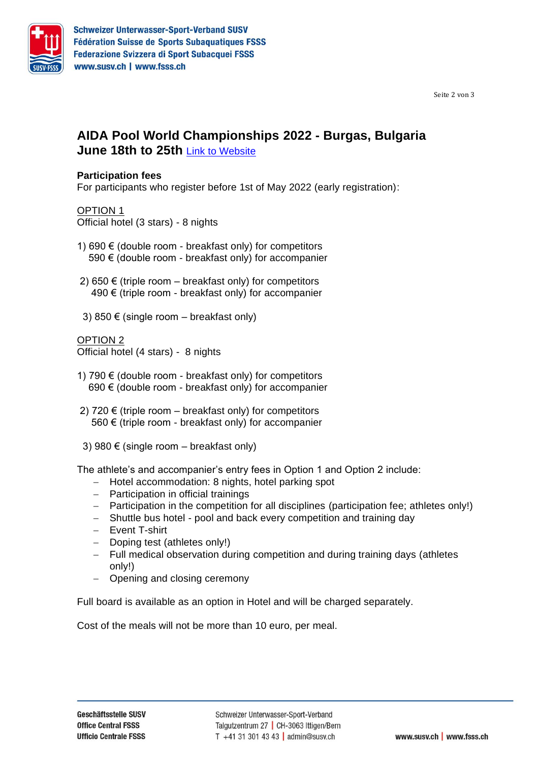# AIDA Pool World Championships 2022 - Burgas, Bulgaria
## June 18th to 25th [Link to Website]

**Participation fees**
For participants who register before 1st of May 2022 (early registration):

OPTION 1
Official hotel (3 stars) - 8 nights

1) 690 € (double room - breakfast only) for competitors
   590 € (double room - breakfast only) for accompanier

2) 650 € (triple room – breakfast only) for competitors
   490 € (triple room - breakfast only) for accompanier

3) 850 € (single room – breakfast only)

OPTION 2
Official hotel (4 stars) - 8 nights

1) 790 € (double room - breakfast only) for competitors
   690 € (double room - breakfast only) for accompanier

2) 720 € (triple room – breakfast only) for competitors
   560 € (triple room - breakfast only) for accompanier

3) 980 € (single room – breakfast only)

The athlete's and accompanier's entry fees in Option 1 and Option 2 include:

- Hotel accommodation: 8 nights, hotel parking spot
- Participation in official trainings
- Participation in the competition for all disciplines (participation fee; athletes only!)
- Shuttle bus hotel - pool and back every competition and training day
- Event T-shirt
- Doping test (athletes only!)
- Full medical observation during competition and during training days (athletes only!)
- Opening and closing ceremony

Full board is available as an option in Hotel and will be charged separately.

Cost of the meals will not be more than 10 euro, per meal.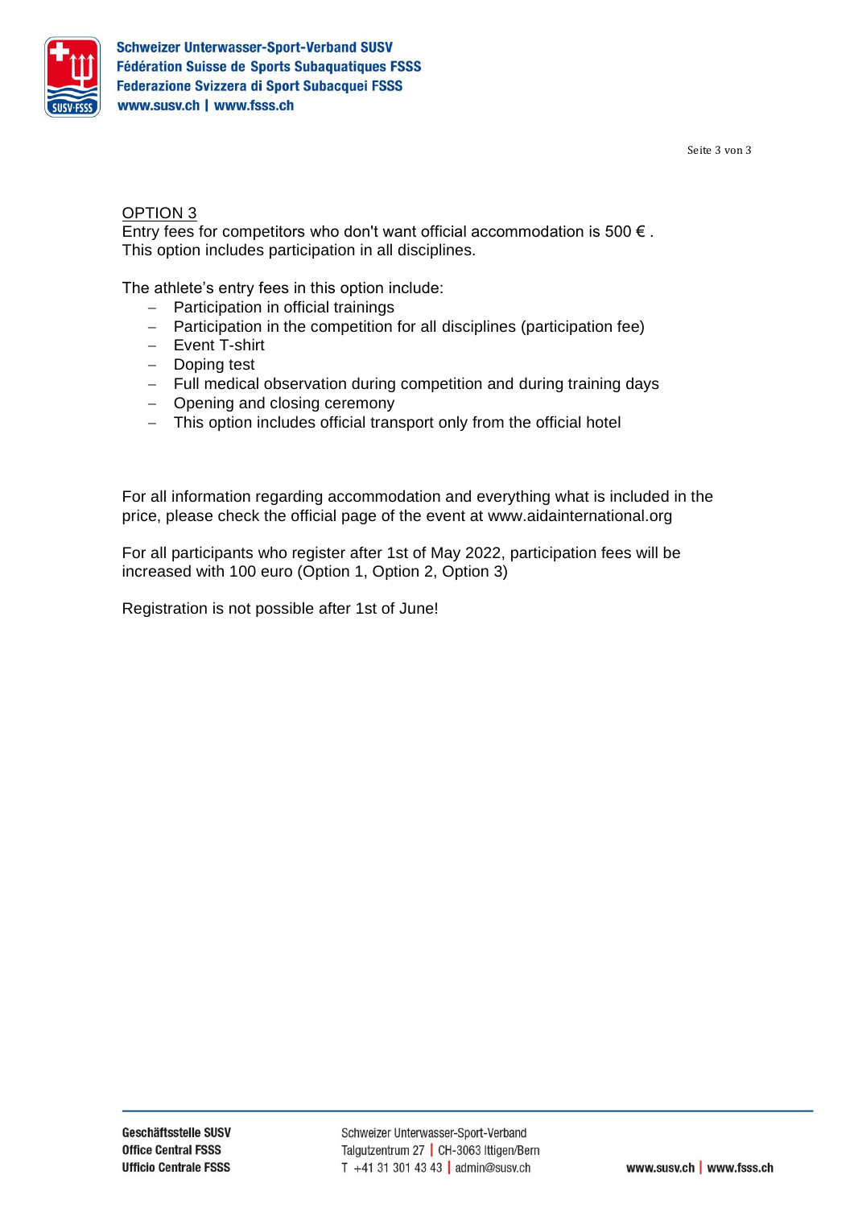OPTION 3

Entry fees for competitors who don't want official accommodation is 500 € .
This option includes participation in all disciplines.

The athlete's entry fees in this option include:

- Participation in official trainings
- Participation in the competition for all disciplines (participation fee)
- Event T-shirt
- Doping test
- Full medical observation during competition and during training days
- Opening and closing ceremony
- This option includes official transport only from the official hotel

For all information regarding accommodation and everything what is included in the price, please check the official page of the event at www.aidainternational.org

For all participants who register after 1st of May 2022, participation fees will be increased with 100 euro (Option 1, Option 2, Option 3)

Registration is not possible after 1st of June!